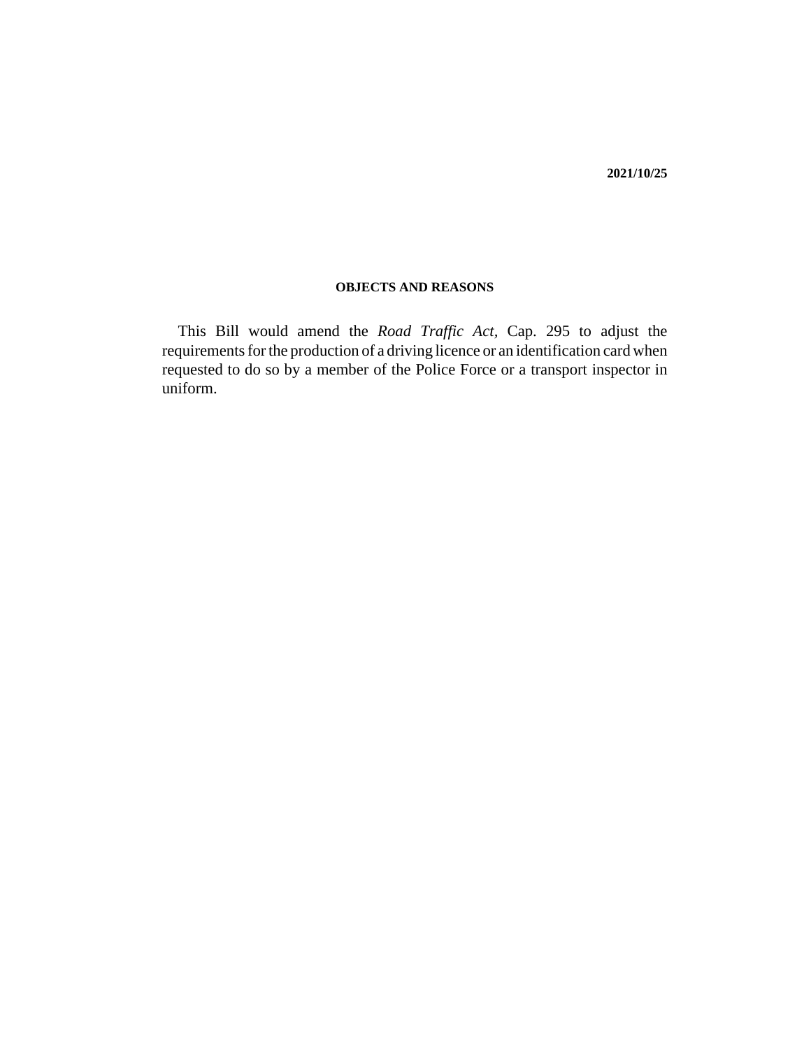**2021/10/25**

**OBJECTS AND REASONS**

This Bill would amend the *Road Traffic Act,* Cap. 295 to adjust the requirements for the production of a driving licence or an identification card when requested to do so by a member of the Police Force or a transport inspector in uniform.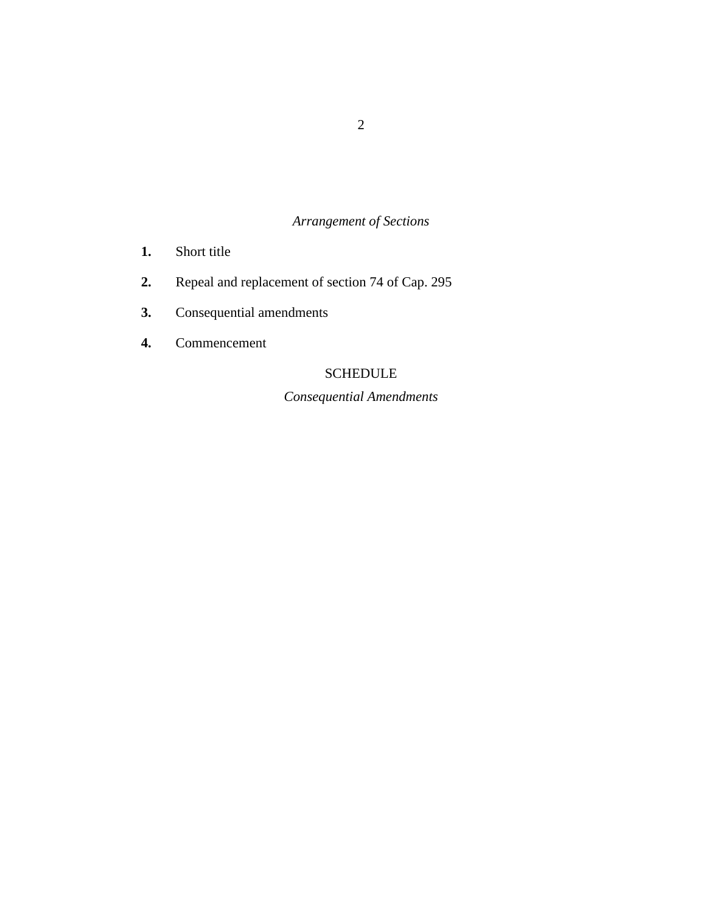*Arrangement of Sections*

**1.** Short title

**2.** Repeal and replacement of section 74 of Cap. 295

**3.** Consequential amendments

**4.** Commencement

SCHEDULE

*Consequential Amendments*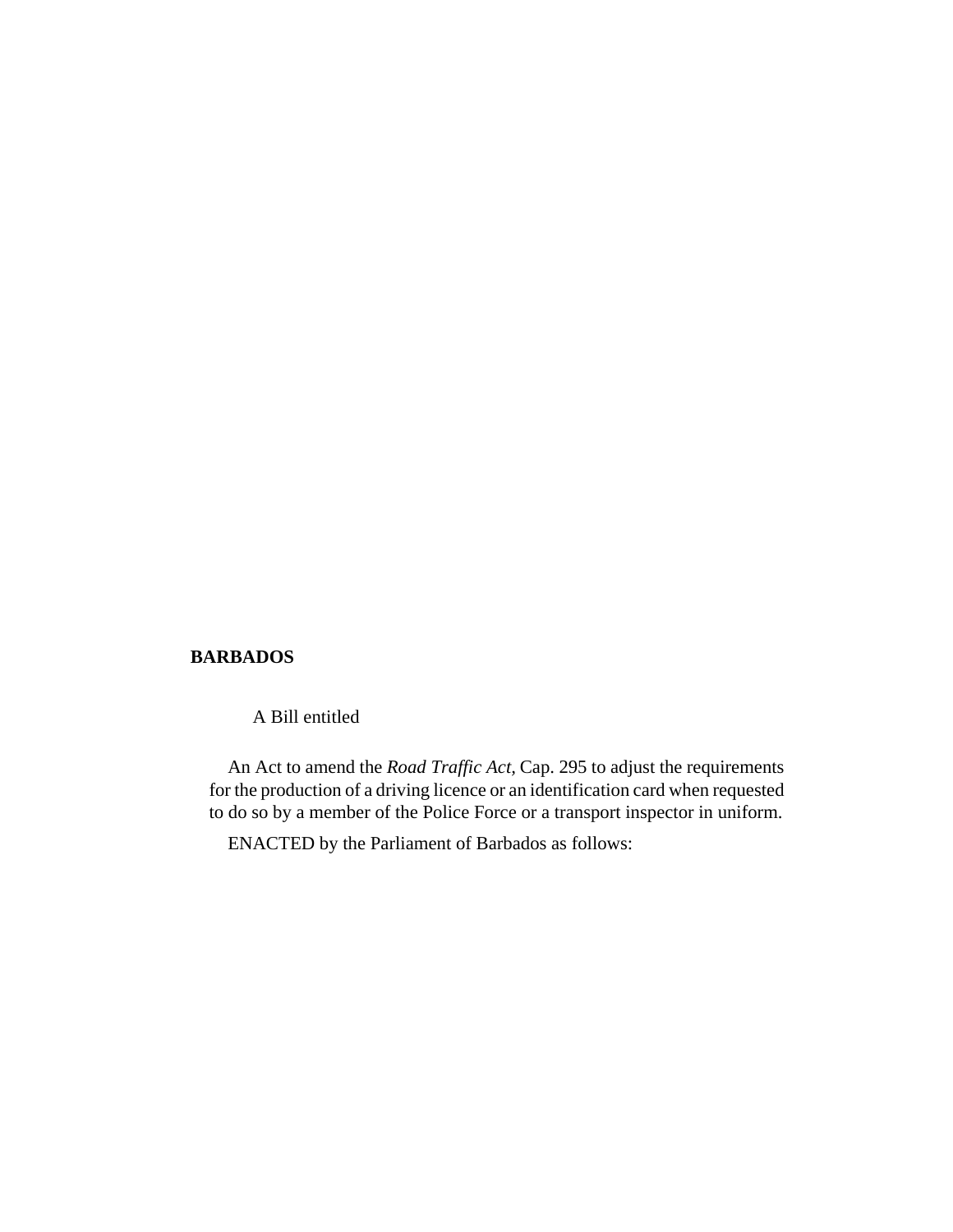**BARBADOS**

A Bill entitled

An Act to amend the *Road Traffic Act,* Cap. 295 to adjust the requirements for the production of a driving licence or an identification card when requested to do so by a member of the Police Force or a transport inspector in uniform.

ENACTED by the Parliament of Barbados as follows: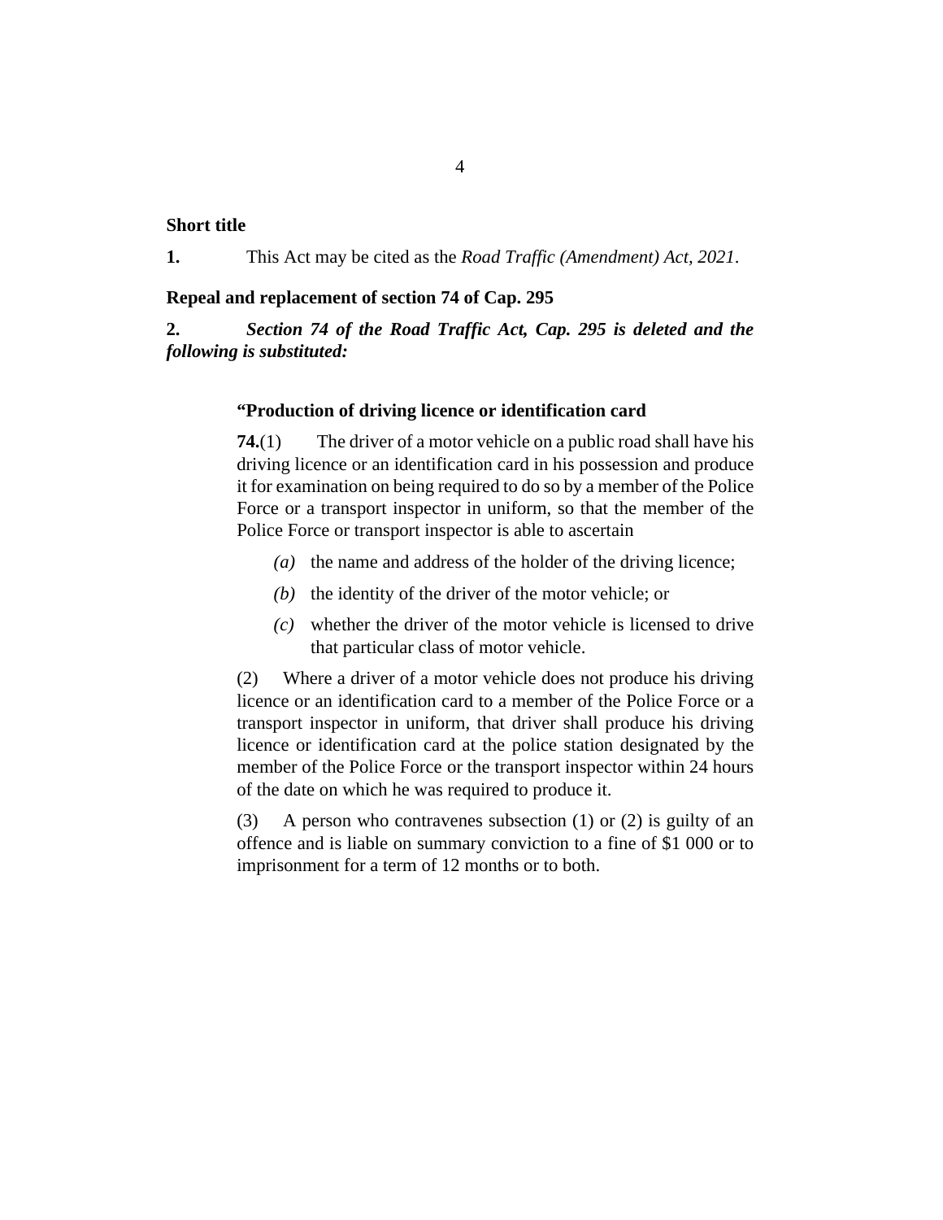**Short title**

**1.** This Act may be cited as the *Road Traffic (Amendment) Act, 2021*.

**Repeal and replacement of section 74 of Cap. 295**

**2.** ***Section 74 of the Road Traffic Act, Cap. 295 is deleted and the following is substituted:***

> **"Production of driving licence or identification card**
>
> **74.**(1) The driver of a motor vehicle on a public road shall have his driving licence or an identification card in his possession and produce it for examination on being required to do so by a member of the Police Force or a transport inspector in uniform, so that the member of the Police Force or transport inspector is able to ascertain
>
> *(a)* the name and address of the holder of the driving licence;
>
> *(b)* the identity of the driver of the motor vehicle; or
>
> *(c)* whether the driver of the motor vehicle is licensed to drive that particular class of motor vehicle.
>
> (2) Where a driver of a motor vehicle does not produce his driving licence or an identification card to a member of the Police Force or a transport inspector in uniform, that driver shall produce his driving licence or identification card at the police station designated by the member of the Police Force or the transport inspector within 24 hours of the date on which he was required to produce it.
>
> (3) A person who contravenes subsection (1) or (2) is guilty of an offence and is liable on summary conviction to a fine of $1 000 or to imprisonment for a term of 12 months or to both.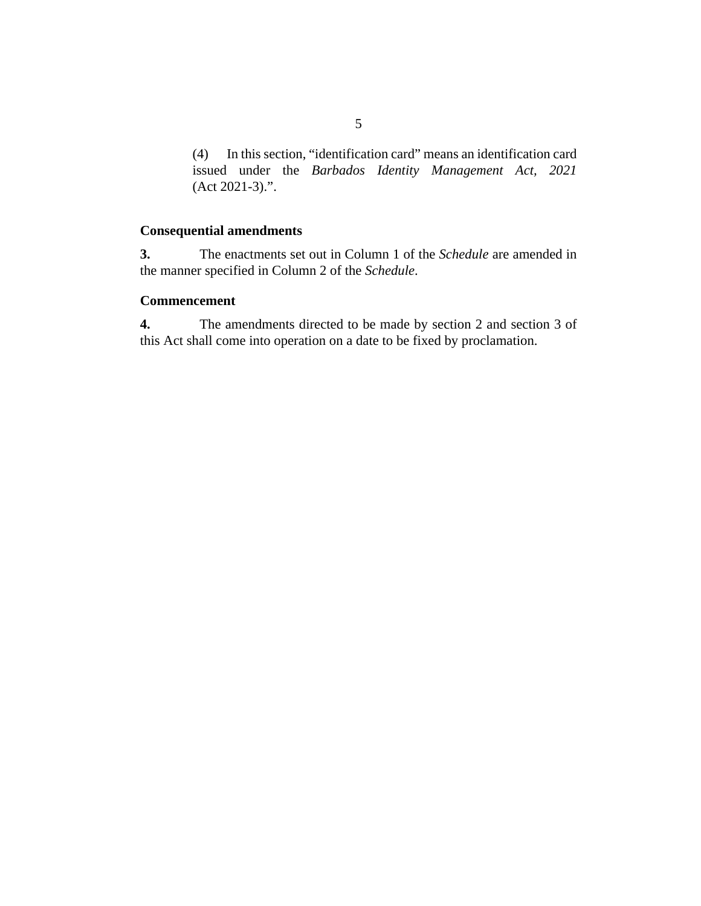(4) In this section, "identification card" means an identification card issued under the *Barbados Identity Management Act, 2021* (Act 2021-3).".

**Consequential amendments**

**3.** The enactments set out in Column 1 of the *Schedule* are amended in the manner specified in Column 2 of the *Schedule*.

**Commencement**

**4.** The amendments directed to be made by section 2 and section 3 of this Act shall come into operation on a date to be fixed by proclamation.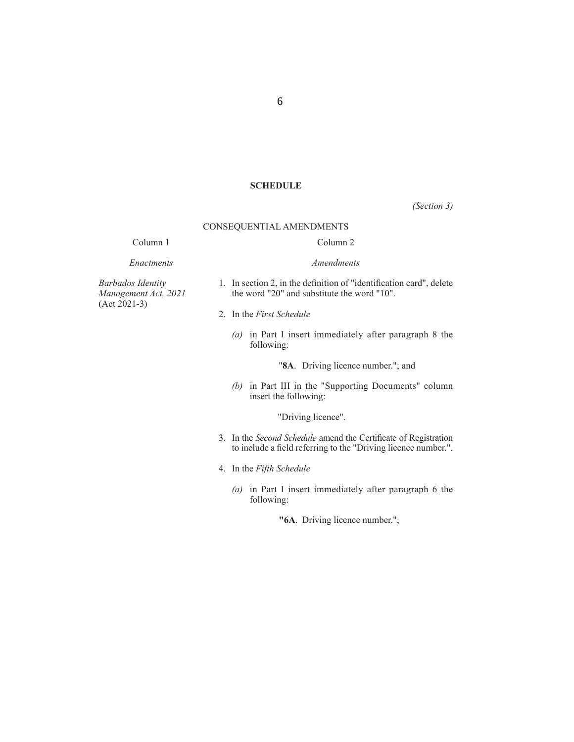## SCHEDULE

*(Section 3)*

CONSEQUENTIAL AMENDMENTS

| Column 1 | Column 2 |
|---|---|
| *Enactments* | *Amendments* |
| *Barbados Identity Management Act, 2021* (Act 2021-3) | 1. In section 2, in the definition of "identification card", delete the word "20" and substitute the word "10".<br><br>2. In the *First Schedule*<br><br>*(a)* in Part I insert immediately after paragraph 8 the following:<br><br>"**8A**. Driving licence number."; and<br><br>*(b)* in Part III in the "Supporting Documents" column insert the following:<br><br>"Driving licence".<br><br>3. In the *Second Schedule* amend the Certificate of Registration to include a field referring to the "Driving licence number.".<br><br>4. In the *Fifth Schedule*<br><br>*(a)* in Part I insert immediately after paragraph 6 the following:<br><br>**"6A**. Driving licence number."; |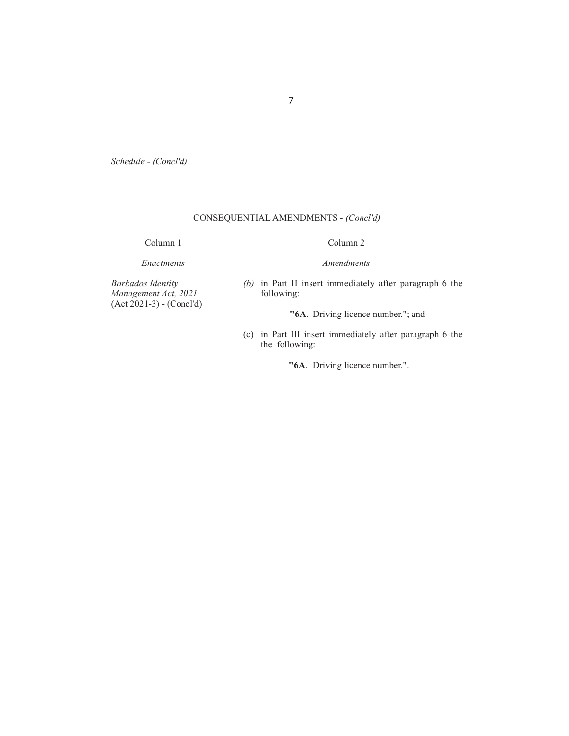*Schedule - (Concl'd)*

CONSEQUENTIAL AMENDMENTS - *(Concl'd)*

| Column 1 | Column 2 |
| --- | --- |
| *Enactments* | *Amendments* |
| *Barbados Identity Management Act, 2021* (Act 2021-3) - (Concl'd) | *(b)* in Part II insert immediately after paragraph 6 the following:<br><br>**"6A**. Driving licence number."; and<br><br>(c) in Part III insert immediately after paragraph 6 the the following:<br><br>**"6A**. Driving licence number.". |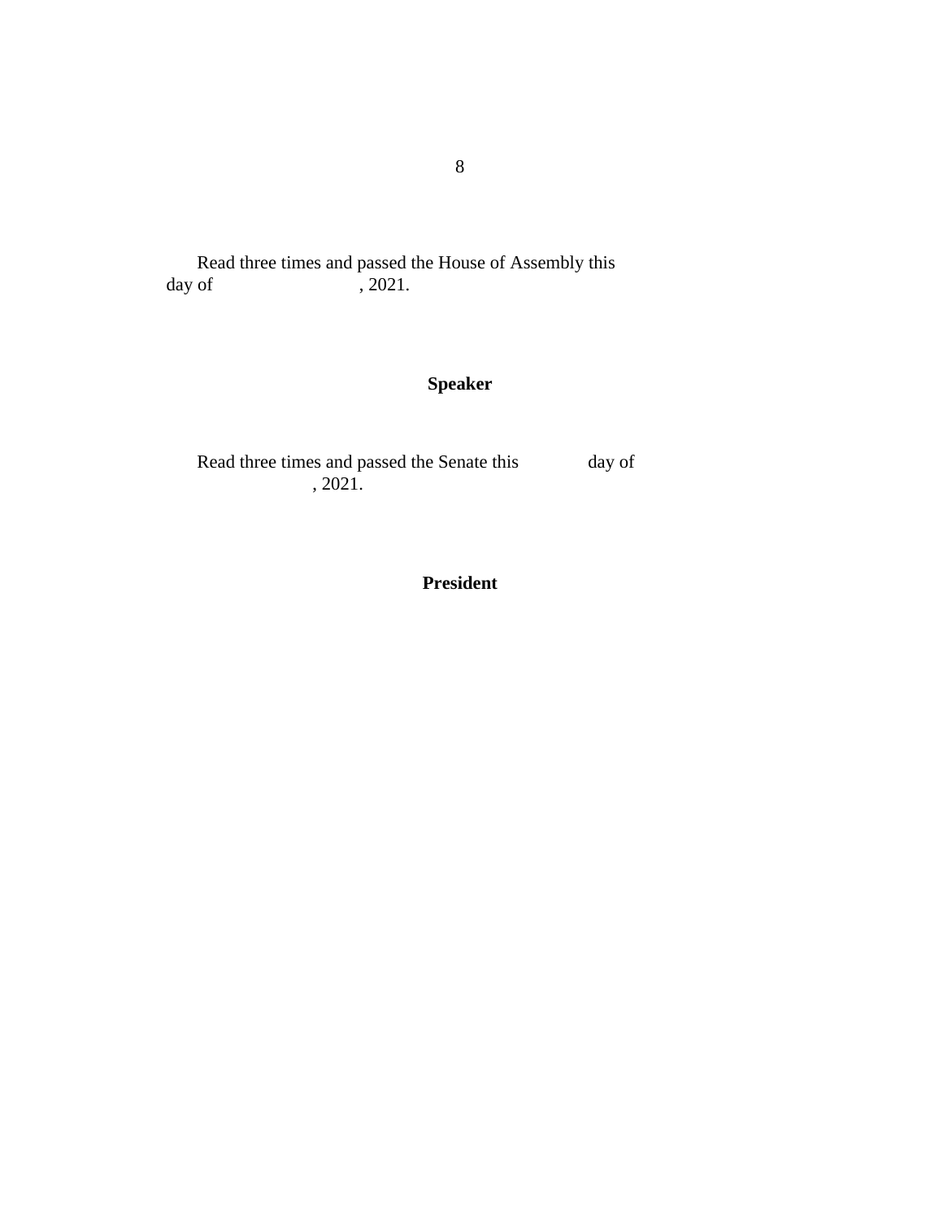Read three times and passed the House of Assembly this day of , 2021.

**Speaker**

Read three times and passed the Senate this day of , 2021.

**President**